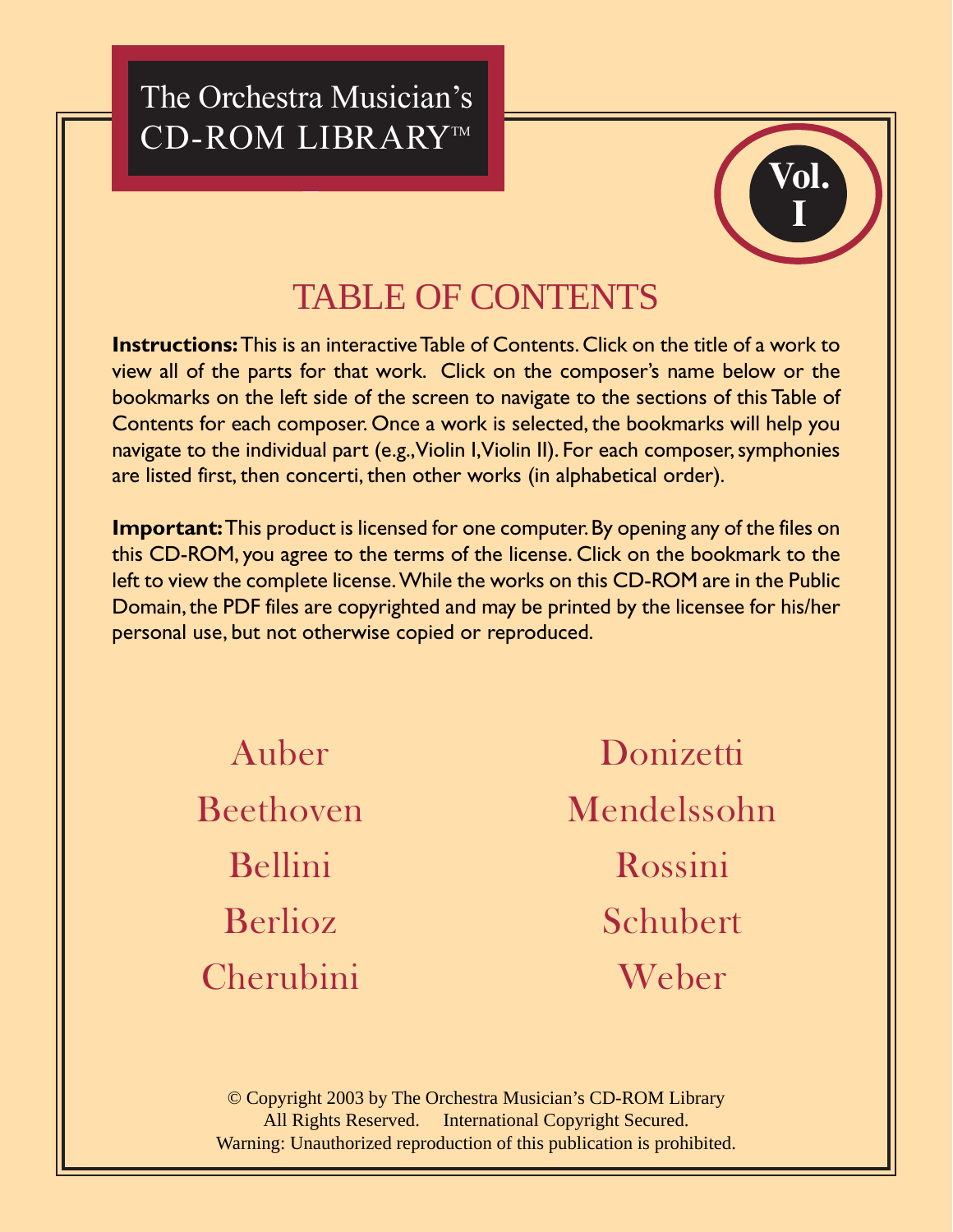# The Orchestra Musician's CD-ROM LIBRARY™

**Vol. I**

## TABLE OF CONTENTS

**Instructions:** This is an interactive Table of Contents. Click on the title of a work to view all of the parts for that work. Click on the composer's name below or the bookmarks on the left side of the screen to navigate to the sections of this Table of Contents for each composer. Once a work is selected, the bookmarks will help you navigate to the individual part (e.g., Violin I, Violin II). For each composer, symphonies are listed first, then concerti, then other works (in alphabetical order).

**Important:** This product is licensed for one computer. By opening any of the files on this CD-ROM, you agree to the terms of the license. Click on the bookmark to the left to view the complete license. While the works on this CD-ROM are in the Public Domain, the PDF files are copyrighted and may be printed by the licensee for his/her personal use, but not otherwise copied or reproduced.

- Auber
- Beethoven
- Bellini
- Berlioz
- Cherubini
- Donizetti
- Mendelssohn
- Rossini
- Schubert
- Weber

© Copyright 2003 by The Orchestra Musician's CD-ROM Library
All Rights Reserved. International Copyright Secured.
Warning: Unauthorized reproduction of this publication is prohibited.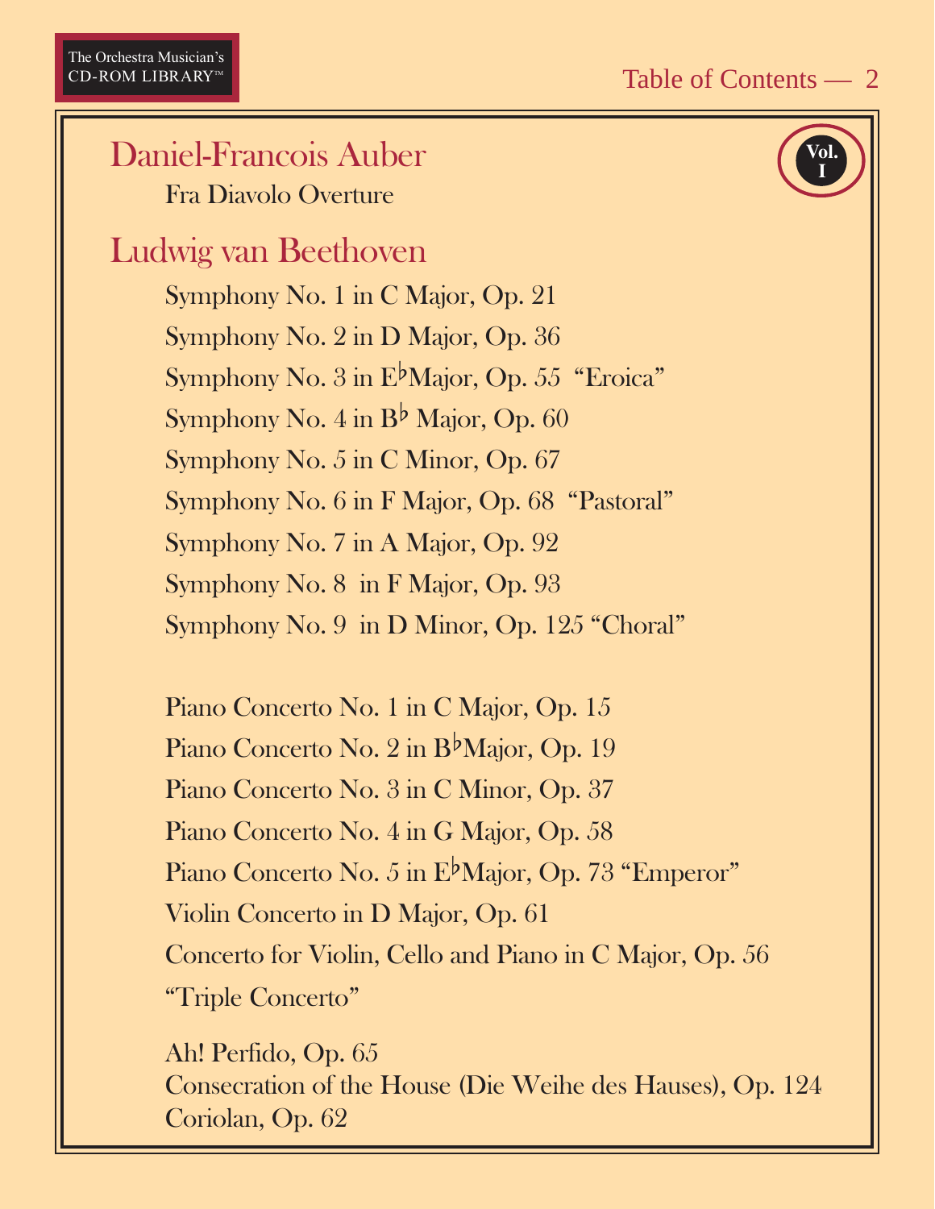Vol. I

## Daniel-Francois Auber

Fra Diavolo Overture

## Ludwig van Beethoven

Symphony No. 1 in C Major, Op. 21

Symphony No. 2 in D Major, Op. 36

Symphony No. 3 in E♭Major, Op. 55 "Eroica"

Symphony No. 4 in B♭ Major, Op. 60

Symphony No. 5 in C Minor, Op. 67

Symphony No. 6 in F Major, Op. 68 "Pastoral"

Symphony No. 7 in A Major, Op. 92

Symphony No. 8 in F Major, Op. 93

Symphony No. 9 in D Minor, Op. 125 "Choral"

Piano Concerto No. 1 in C Major, Op. 15

Piano Concerto No. 2 in B♭Major, Op. 19

Piano Concerto No. 3 in C Minor, Op. 37

Piano Concerto No. 4 in G Major, Op. 58

Piano Concerto No. 5 in E♭Major, Op. 73 "Emperor"

Violin Concerto in D Major, Op. 61

Concerto for Violin, Cello and Piano in C Major, Op. 56 "Triple Concerto"

Ah! Perfido, Op. 65

Consecration of the House (Die Weihe des Hauses), Op. 124

Coriolan, Op. 62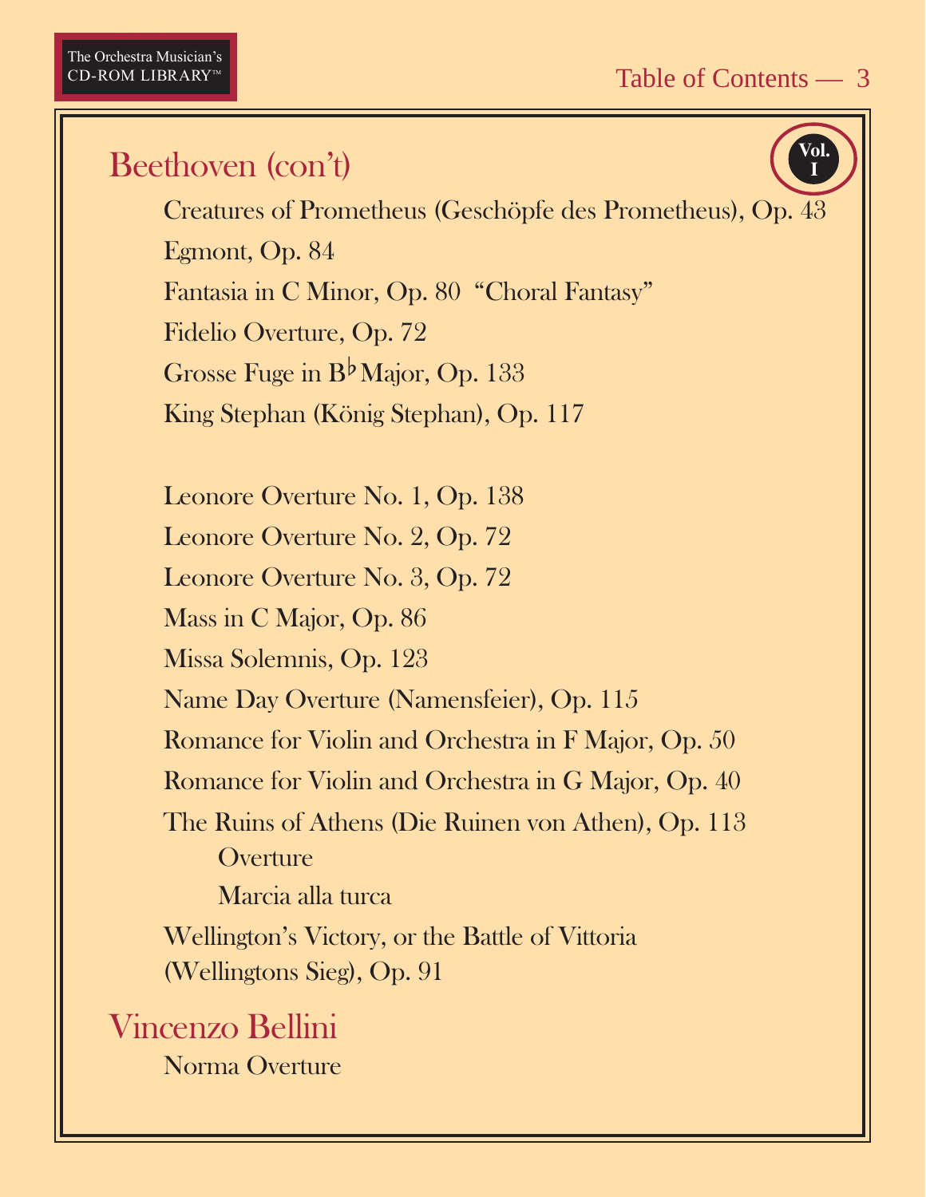## Beethoven (con't)

**Vol. I**

Creatures of Prometheus (Geschöpfe des Prometheus), Op. 43

Egmont, Op. 84

Fantasia in C Minor, Op. 80 "Choral Fantasy"

Fidelio Overture, Op. 72

Grosse Fuge in B♭ Major, Op. 133

King Stephan (König Stephan), Op. 117

Leonore Overture No. 1, Op. 138

Leonore Overture No. 2, Op. 72

Leonore Overture No. 3, Op. 72

Mass in C Major, Op. 86

Missa Solemnis, Op. 123

Name Day Overture (Namensfeier), Op. 115

Romance for Violin and Orchestra in F Major, Op. 50

Romance for Violin and Orchestra in G Major, Op. 40

The Ruins of Athens (Die Ruinen von Athen), Op. 113

- Overture
- Marcia alla turca

Wellington's Victory, or the Battle of Vittoria (Wellingtons Sieg), Op. 91

## Vincenzo Bellini

Norma Overture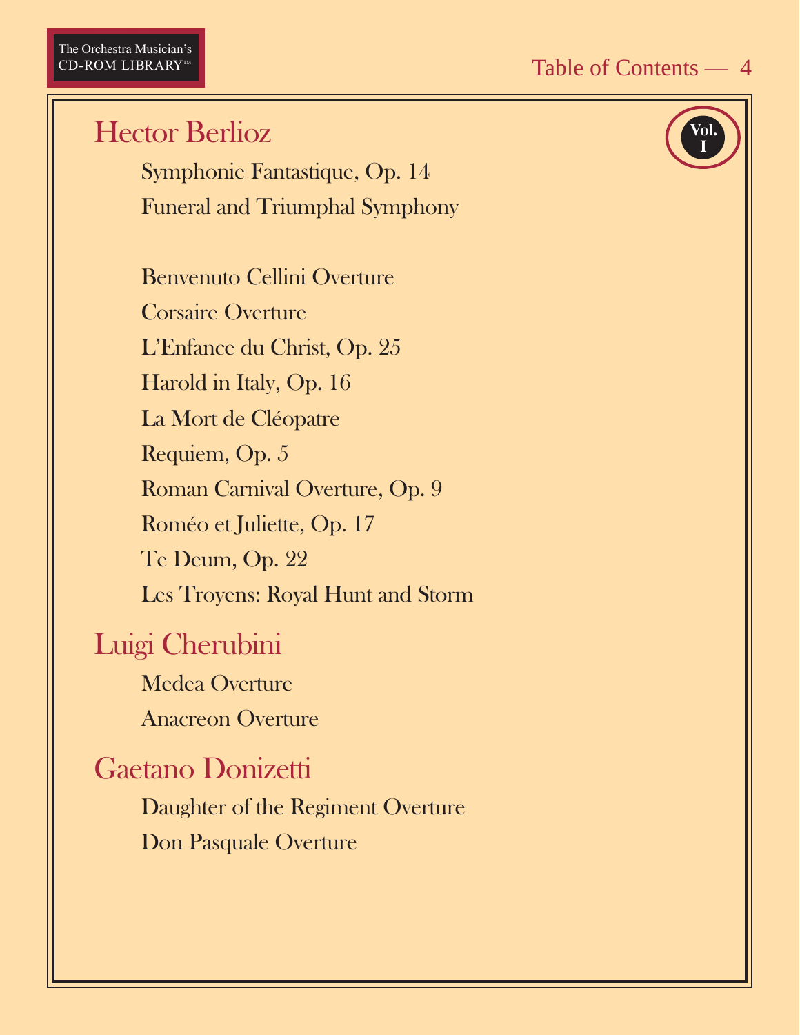**Vol. I**

## Hector Berlioz

- Symphonie Fantastique, Op. 14
- Funeral and Triumphal Symphony

- Benvenuto Cellini Overture
- Corsaire Overture
- L'Enfance du Christ, Op. 25
- Harold in Italy, Op. 16
- La Mort de Cléopatre
- Requiem, Op. 5
- Roman Carnival Overture, Op. 9
- Roméo et Juliette, Op. 17
- Te Deum, Op. 22
- Les Troyens: Royal Hunt and Storm

## Luigi Cherubini

- Medea Overture
- Anacreon Overture

## Gaetano Donizetti

- Daughter of the Regiment Overture
- Don Pasquale Overture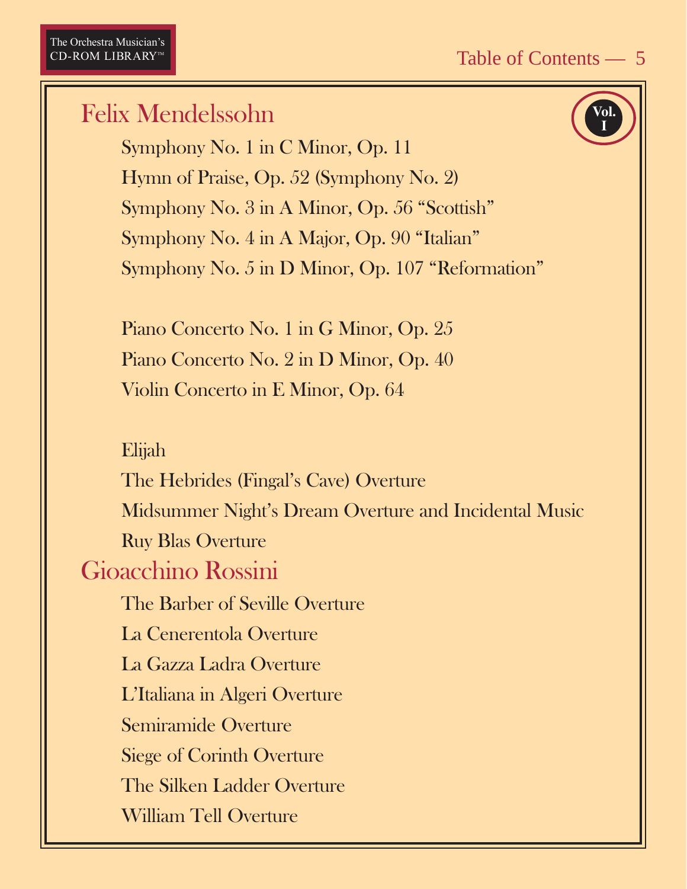Vol. I

## Felix Mendelssohn

Symphony No. 1 in C Minor, Op. 11

Hymn of Praise, Op. 52 (Symphony No. 2)

Symphony No. 3 in A Minor, Op. 56 “Scottish”

Symphony No. 4 in A Major, Op. 90 “Italian”

Symphony No. 5 in D Minor, Op. 107 “Reformation”

Piano Concerto No. 1 in G Minor, Op. 25

Piano Concerto No. 2 in D Minor, Op. 40

Violin Concerto in E Minor, Op. 64

Elijah

The Hebrides (Fingal’s Cave) Overture

Midsummer Night’s Dream Overture and Incidental Music

Ruy Blas Overture

## Gioacchino Rossini

The Barber of Seville Overture

La Cenerentola Overture

La Gazza Ladra Overture

L’Italiana in Algeri Overture

Semiramide Overture

Siege of Corinth Overture

The Silken Ladder Overture

William Tell Overture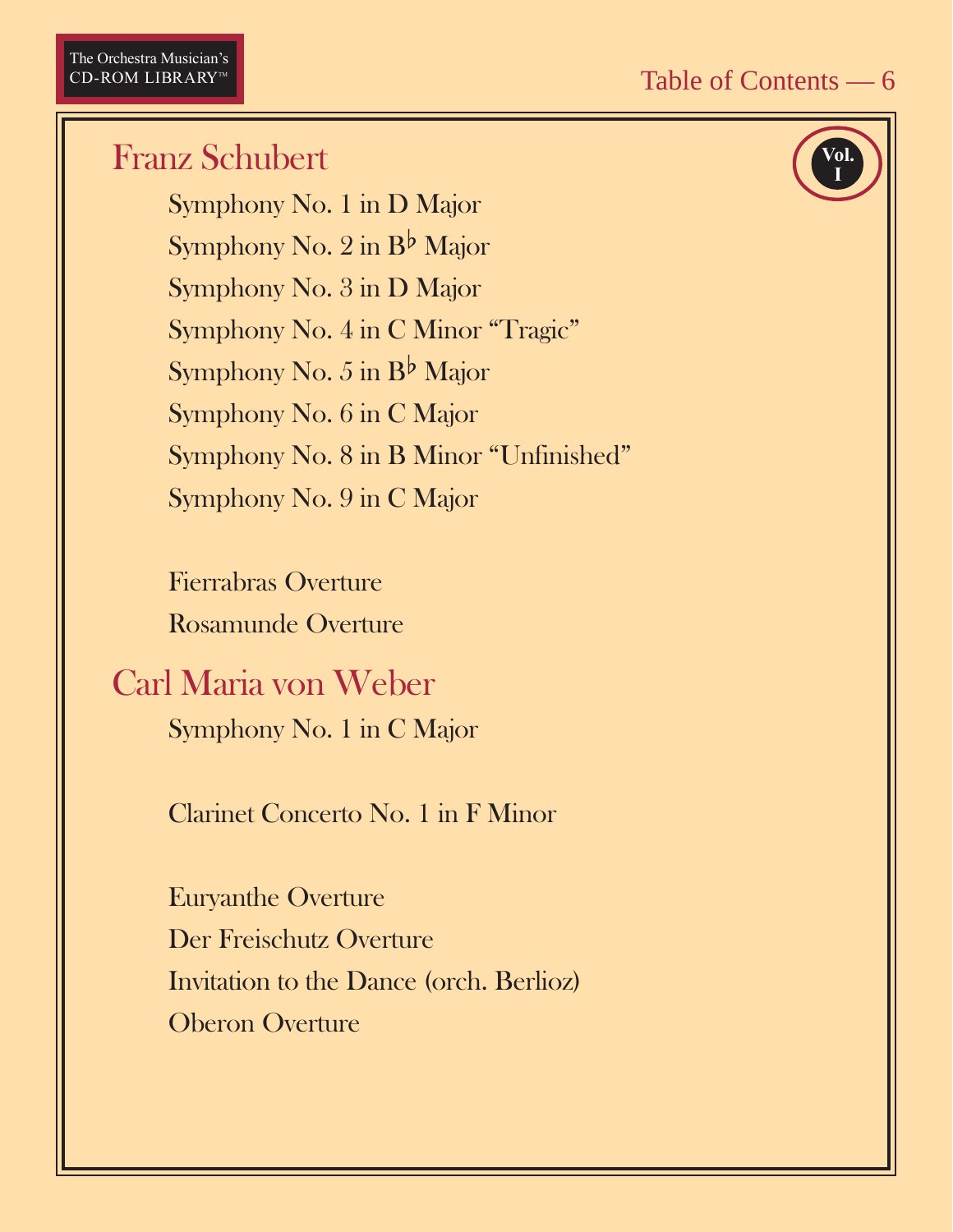## Franz Schubert

Vol. I

Symphony No. 1 in D Major

Symphony No. 2 in B♭ Major

Symphony No. 3 in D Major

Symphony No. 4 in C Minor "Tragic"

Symphony No. 5 in B♭ Major

Symphony No. 6 in C Major

Symphony No. 8 in B Minor "Unfinished"

Symphony No. 9 in C Major

Fierrabras Overture

Rosamunde Overture

## Carl Maria von Weber

Symphony No. 1 in C Major

Clarinet Concerto No. 1 in F Minor

Euryanthe Overture

Der Freischutz Overture

Invitation to the Dance (orch. Berlioz)

Oberon Overture